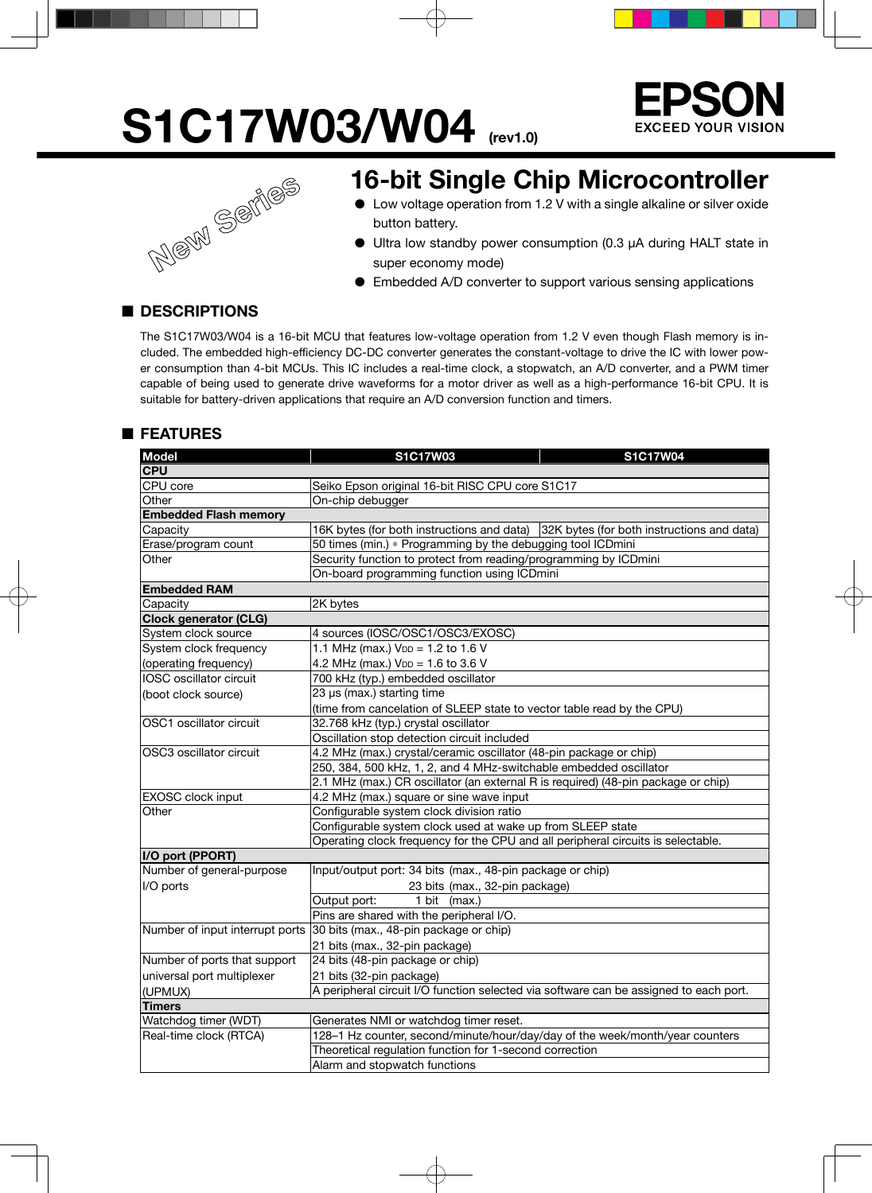# S1C17W03/W04 (rev1.0)

EPSON
EXCEED YOUR VISION

New Series

## 16-bit Single Chip Microcontroller

- Low voltage operation from 1.2 V with a single alkaline or silver oxide button battery.
- Ultra low standby power consumption (0.3 µA during HALT state in super economy mode)
- Embedded A/D converter to support various sensing applications

## ■ DESCRIPTIONS

The S1C17W03/W04 is a 16-bit MCU that features low-voltage operation from 1.2 V even though Flash memory is included. The embedded high-efficiency DC-DC converter generates the constant-voltage to drive the IC with lower power consumption than 4-bit MCUs. This IC includes a real-time clock, a stopwatch, an A/D converter, and a PWM timer capable of being used to generate drive waveforms for a motor driver as well as a high-performance 16-bit CPU. It is suitable for battery-driven applications that require an A/D conversion function and timers.

## ■ FEATURES

| Model | S1C17W03 | S1C17W04 |
|---|---|---|
| **CPU** | | |
| CPU core | Seiko Epson original 16-bit RISC CPU core S1C17 | |
| Other | On-chip debugger | |
| **Embedded Flash memory** | | |
| Capacity | 16K bytes (for both instructions and data) | 32K bytes (for both instructions and data) |
| Erase/program count | 50 times (min.) * Programming by the debugging tool ICDmini | |
| Other | Security function to protect from reading/programming by ICDmini | |
| | On-board programming function using ICDmini | |
| **Embedded RAM** | | |
| Capacity | 2K bytes | |
| **Clock generator (CLG)** | | |
| System clock source | 4 sources (IOSC/OSC1/OSC3/EXOSC) | |
| System clock frequency (operating frequency) | 1.1 MHz (max.) $V_{DD}$ = 1.2 to 1.6 V<br>4.2 MHz (max.) $V_{DD}$ = 1.6 to 3.6 V | |
| IOSC oscillator circuit (boot clock source) | 700 kHz (typ.) embedded oscillator | |
| | 23 µs (max.) starting time<br>(time from cancelation of SLEEP state to vector table read by the CPU) | |
| OSC1 oscillator circuit | 32.768 kHz (typ.) crystal oscillator | |
| | Oscillation stop detection circuit included | |
| OSC3 oscillator circuit | 4.2 MHz (max.) crystal/ceramic oscillator (48-pin package or chip) | |
| | 250, 384, 500 kHz, 1, 2, and 4 MHz-switchable embedded oscillator | |
| | 2.1 MHz (max.) CR oscillator (an external R is required) (48-pin package or chip) | |
| EXOSC clock input | 4.2 MHz (max.) square or sine wave input | |
| Other | Configurable system clock division ratio | |
| | Configurable system clock used at wake up from SLEEP state | |
| | Operating clock frequency for the CPU and all peripheral circuits is selectable. | |
| **I/O port (PPORT)** | | |
| Number of general-purpose I/O ports | Input/output port: 34 bits (max., 48-pin package or chip)<br>23 bits (max., 32-pin package) | |
| | Output port: 1 bit (max.) | |
| | Pins are shared with the peripheral I/O. | |
| Number of input interrupt ports | 30 bits (max., 48-pin package or chip)<br>21 bits (max., 32-pin package) | |
| Number of ports that support universal port multiplexer (UPMUX) | 24 bits (48-pin package or chip)<br>21 bits (32-pin package) | |
| | A peripheral circuit I/O function selected via software can be assigned to each port. | |
| **Timers** | | |
| Watchdog timer (WDT) | Generates NMI or watchdog timer reset. | |
| Real-time clock (RTCA) | 128–1 Hz counter, second/minute/hour/day/day of the week/month/year counters | |
| | Theoretical regulation function for 1-second correction | |
| | Alarm and stopwatch functions | |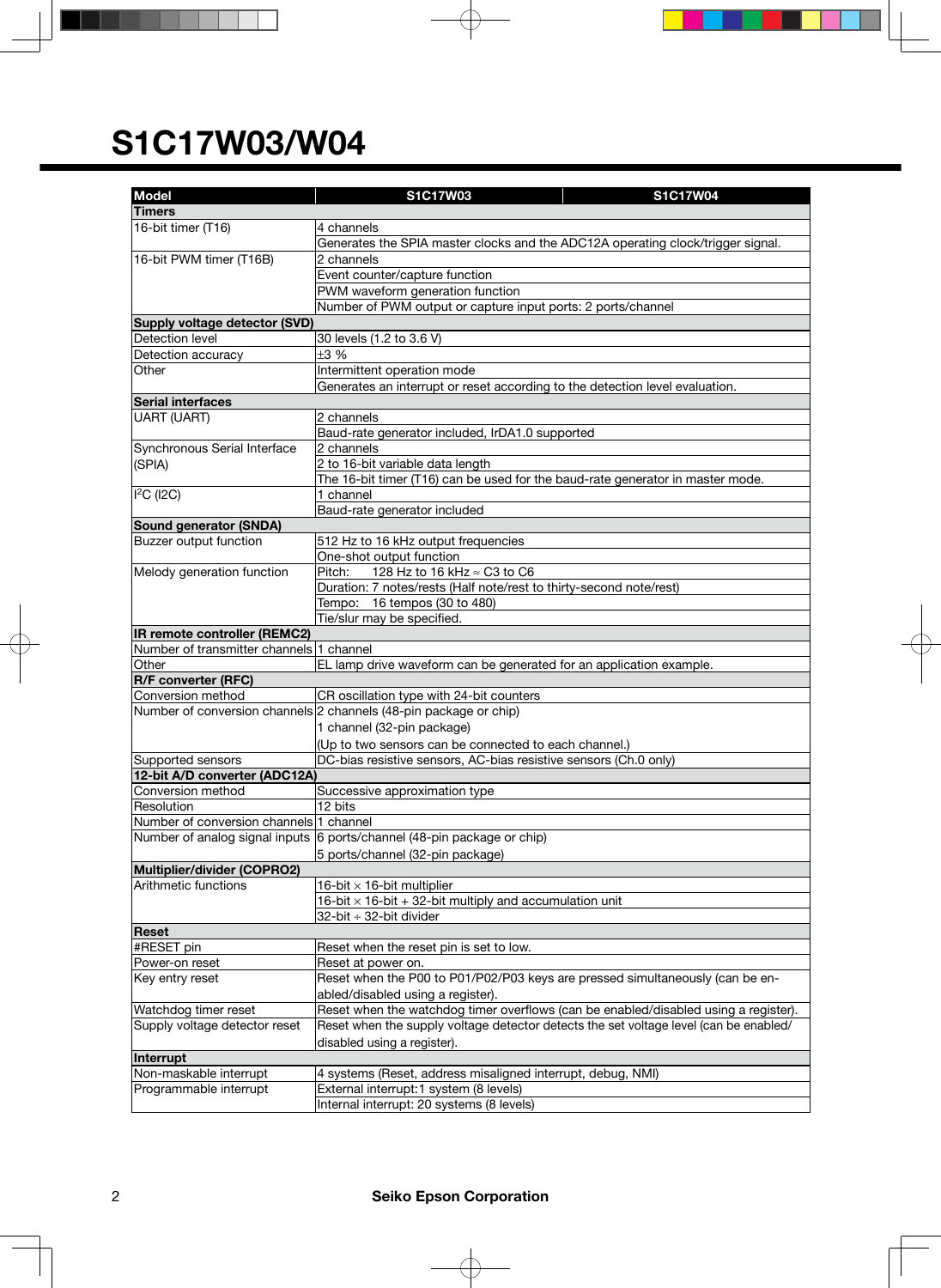# S1C17W03/W04

| Model | S1C17W03 | S1C17W04 |
|---|---|---|
| **Timers** | | |
| 16-bit timer (T16) | 4 channels | |
| | Generates the SPIA master clocks and the ADC12A operating clock/trigger signal. | |
| 16-bit PWM timer (T16B) | 2 channels | |
| | Event counter/capture function | |
| | PWM waveform generation function | |
| | Number of PWM output or capture input ports: 2 ports/channel | |
| **Supply voltage detector (SVD)** | | |
| Detection level | 30 levels (1.2 to 3.6 V) | |
| Detection accuracy | ±3 % | |
| Other | Intermittent operation mode | |
| | Generates an interrupt or reset according to the detection level evaluation. | |
| **Serial interfaces** | | |
| UART (UART) | 2 channels | |
| | Baud-rate generator included, IrDA1.0 supported | |
| Synchronous Serial Interface (SPIA) | 2 channels | |
| | 2 to 16-bit variable data length | |
| | The 16-bit timer (T16) can be used for the baud-rate generator in master mode. | |
| $I^2C$ (I2C) | 1 channel | |
| | Baud-rate generator included | |
| **Sound generator (SNDA)** | | |
| Buzzer output function | 512 Hz to 16 kHz output frequencies | |
| | One-shot output function | |
| Melody generation function | Pitch: 128 Hz to 16 kHz ≈ C3 to C6 | |
| | Duration: 7 notes/rests (Half note/rest to thirty-second note/rest) | |
| | Tempo: 16 tempos (30 to 480) | |
| | Tie/slur may be specified. | |
| **IR remote controller (REMC2)** | | |
| Number of transmitter channels | 1 channel | |
| Other | EL lamp drive waveform can be generated for an application example. | |
| **R/F converter (RFC)** | | |
| Conversion method | CR oscillation type with 24-bit counters | |
| Number of conversion channels | 2 channels (48-pin package or chip)<br>1 channel (32-pin package)<br>(Up to two sensors can be connected to each channel.) | |
| Supported sensors | DC-bias resistive sensors, AC-bias resistive sensors (Ch.0 only) | |
| **12-bit A/D converter (ADC12A)** | | |
| Conversion method | Successive approximation type | |
| Resolution | 12 bits | |
| Number of conversion channels | 1 channel | |
| Number of analog signal inputs | 6 ports/channel (48-pin package or chip)<br>5 ports/channel (32-pin package) | |
| **Multiplier/divider (COPRO2)** | | |
| Arithmetic functions | 16-bit × 16-bit multiplier | |
| | 16-bit × 16-bit + 32-bit multiply and accumulation unit | |
| | 32-bit ÷ 32-bit divider | |
| **Reset** | | |
| #RESET pin | Reset when the reset pin is set to low. | |
| Power-on reset | Reset at power on. | |
| Key entry reset | Reset when the P00 to P01/P02/P03 keys are pressed simultaneously (can be enabled/disabled using a register). | |
| Watchdog timer reset | Reset when the watchdog timer overflows (can be enabled/disabled using a register). | |
| Supply voltage detector reset | Reset when the supply voltage detector detects the set voltage level (can be enabled/disabled using a register). | |
| **Interrupt** | | |
| Non-maskable interrupt | 4 systems (Reset, address misaligned interrupt, debug, NMI) | |
| Programmable interrupt | External interrupt:1 system (8 levels) | |
| | Internal interrupt: 20 systems (8 levels) | |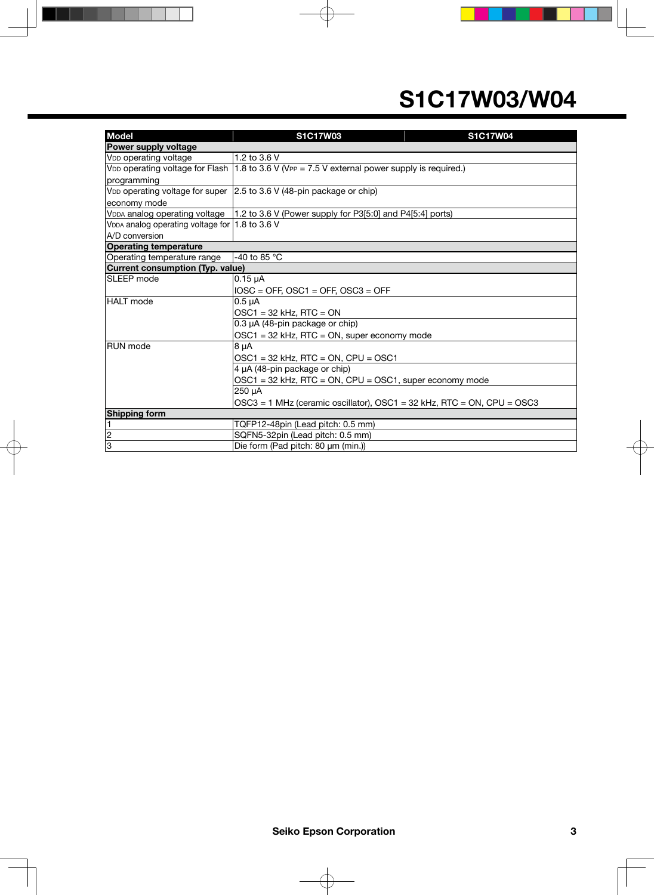| Model | S1C17W03 | S1C17W04 |
|---|---|---|
| **Power supply voltage** | | |
| $V_{DD}$ operating voltage | 1.2 to 3.6 V | |
| $V_{DD}$ operating voltage for Flash programming | 1.8 to 3.6 V ($V_{PP}$ = 7.5 V external power supply is required.) | |
| $V_{DD}$ operating voltage for super economy mode | 2.5 to 3.6 V (48-pin package or chip) | |
| $V_{DDA}$ analog operating voltage | 1.2 to 3.6 V (Power supply for P3[5:0] and P4[5:4] ports) | |
| $V_{DDA}$ analog operating voltage for A/D conversion | 1.8 to 3.6 V | |
| **Operating temperature** | | |
| Operating temperature range | -40 to 85 °C | |
| **Current consumption (Typ. value)** | | |
| SLEEP mode | 0.15 µA<br>IOSC = OFF, OSC1 = OFF, OSC3 = OFF | |
| HALT mode | 0.5 µA<br>OSC1 = 32 kHz, RTC = ON | |
| | 0.3 µA (48-pin package or chip)<br>OSC1 = 32 kHz, RTC = ON, super economy mode | |
| RUN mode | 8 µA<br>OSC1 = 32 kHz, RTC = ON, CPU = OSC1 | |
| | 4 µA (48-pin package or chip)<br>OSC1 = 32 kHz, RTC = ON, CPU = OSC1, super economy mode | |
| | 250 µA<br>OSC3 = 1 MHz (ceramic oscillator), OSC1 = 32 kHz, RTC = ON, CPU = OSC3 | |
| **Shipping form** | | |
| 1 | TQFP12-48pin (Lead pitch: 0.5 mm) | |
| 2 | SQFN5-32pin (Lead pitch: 0.5 mm) | |
| 3 | Die form (Pad pitch: 80 µm (min.)) | |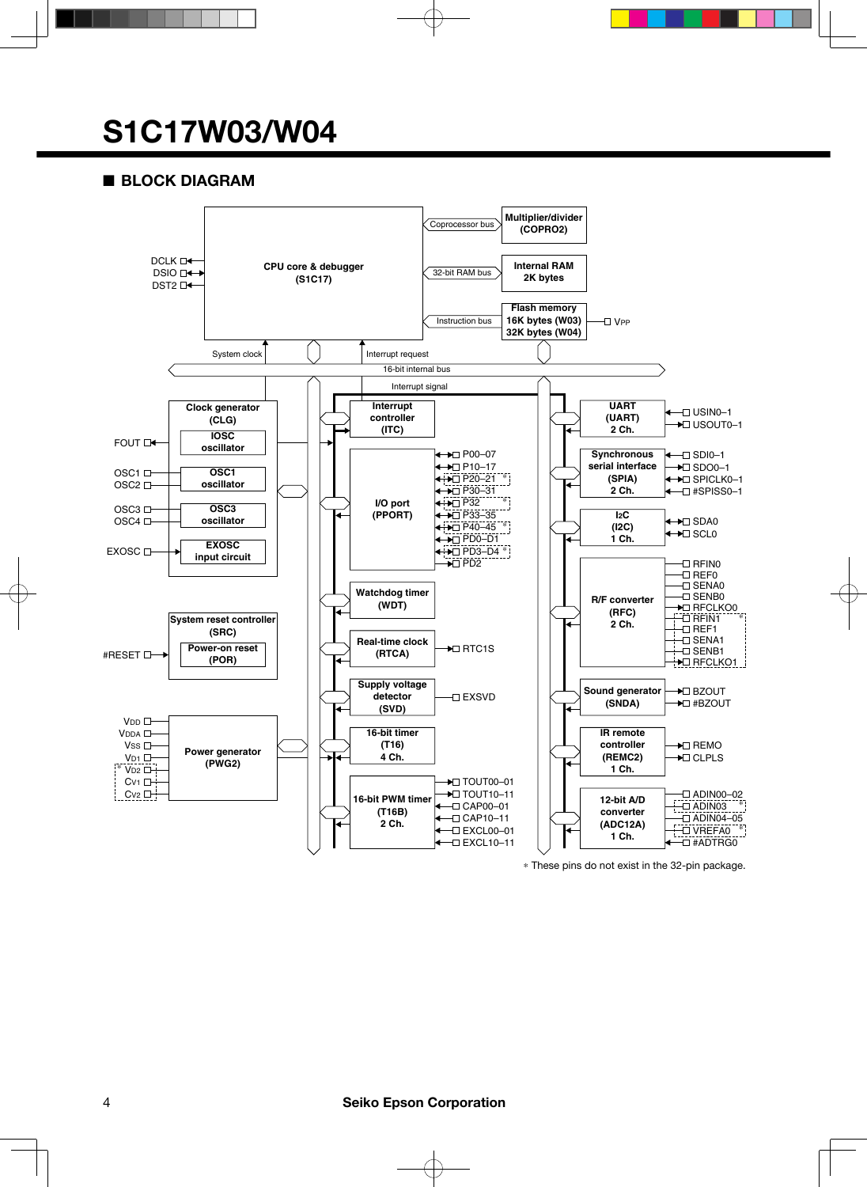# S1C17W03/W04

## ■ BLOCK DIAGRAM

CPU core & debugger (S1C17)

DCLK, DSIO, DST2

Coprocessor bus — Multiplier/divider (COPRO2)

32-bit RAM bus — Internal RAM 2K bytes

Instruction bus — Flash memory 16K bytes (W03) 32K bytes (W04) — VPP

System clock | Interrupt request | 16-bit internal bus | Interrupt signal

Clock generator (CLG): IOSC oscillator (FOUT), OSC1 oscillator (OSC1, OSC2), OSC3 oscillator (OSC3, OSC4), EXOSC input circuit (EXOSC)

System reset controller (SRC): Power-on reset (POR) — #RESET

Power generator (PWG2): VDD, VDDA, VSS, VD1, VD2 *, CV1 *, CV2 *

Interrupt controller (ITC)

I/O port (PPORT): P00–07, P10–17, P20–21 *, P30–31, P32 *, P33–35, P40–45 *, PD0–D1, PD3–D4 *, PD2

Watchdog timer (WDT)

Real-time clock (RTCA): RTC1S

Supply voltage detector (SVD): EXSVD

16-bit timer (T16) 4 Ch.

16-bit PWM timer (T16B) 2 Ch.: TOUT00–01, TOUT10–11, CAP00–01, CAP10–11, EXCL00–01, EXCL10–11

UART (UART) 2 Ch.: USIN0–1, USOUT0–1

Synchronous serial interface (SPIA) 2 Ch.: SDI0–1, SDO0–1, SPICLK0–1, #SPISS0–1

I2C (I2C) 1 Ch.: SDA0, SCL0

R/F converter (RFC) 2 Ch.: RFIN0, REF0, SENA0, SENB0, RFCLKO0, RFIN1 *, REF1 *, SENA1 *, SENB1 *, RFCLKO1 *

Sound generator (SNDA): BZOUT, #BZOUT

IR remote controller (REMC2) 1 Ch.: REMO, CLPLS

12-bit A/D converter (ADC12A) 1 Ch.: ADIN00–02, ADIN03 *, ADIN04–05, VREFA0 *, #ADTRG0

* These pins do not exist in the 32-pin package.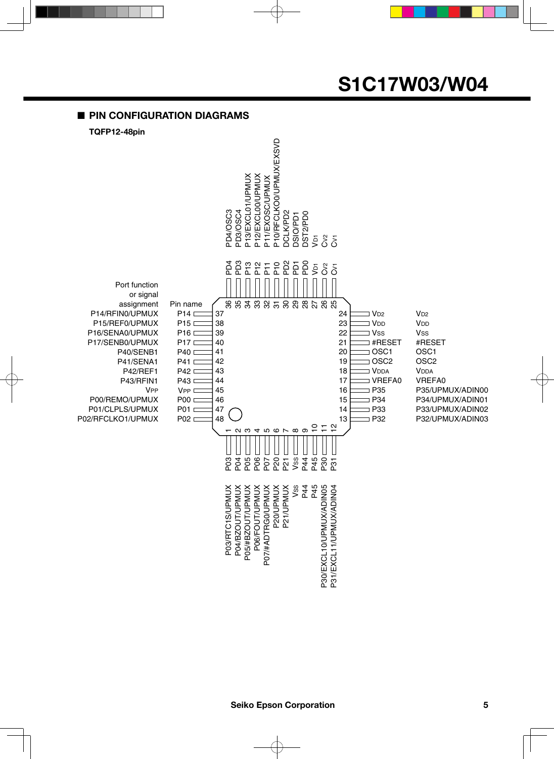## ■ PIN CONFIGURATION DIAGRAMS

**TQFP12-48pin**

| Pin No. | Pin name | Port function or signal assignment |
|---|---|---|
| 1 | P03 | P03/RTC1S/UPMUX |
| 2 | P04 | P04/BZOUT/UPMUX |
| 3 | P05 | P05/#BZOUT/UPMUX |
| 4 | P06 | P06/FOUT/UPMUX |
| 5 | P07 | P07/#ADTRG0/UPMUX |
| 6 | P20 | P20/UPMUX |
| 7 | P21 | P21/UPMUX |
| 8 | VSS | VSS |
| 9 | P44 | P44 |
| 10 | P45 | P45 |
| 11 | P30 | P30/EXCL10/UPMUX/ADIN05 |
| 12 | P31 | P31/EXCL11/UPMUX/ADIN04 |
| 13 | P32 | P32/UPMUX/ADIN03 |
| 14 | P33 | P33/UPMUX/ADIN02 |
| 15 | P34 | P34/UPMUX/ADIN01 |
| 16 | P35 | P35/UPMUX/ADIN00 |
| 17 | VREFA0 | VREFA0 |
| 18 | VDDA | VDDA |
| 19 | OSC2 | OSC2 |
| 20 | OSC1 | OSC1 |
| 21 | #RESET | #RESET |
| 22 | VSS | VSS |
| 23 | VDD | VDD |
| 24 | VD2 | VD2 |
| 25 | CV1 | CV1 |
| 26 | CV2 | CV2 |
| 27 | VD1 | VD1 |
| 28 | PD0 | DST2/PD0 |
| 29 | PD1 | DSIO/PD1 |
| 30 | PD2 | DCLK/PD2 |
| 31 | P10 | P10/RFCLKO0/UPMUX/EXSVD |
| 32 | P11 | P11/EXOSC/UPMUX |
| 33 | P12 | P12/EXCL00/UPMUX |
| 34 | P13 | P13/EXCL01/UPMUX |
| 35 | PD3 | PD3/OSC4 |
| 36 | PD4 | PD4/OSC3 |
| 37 | P14 | P14/RFIN0/UPMUX |
| 38 | P15 | P15/REF0/UPMUX |
| 39 | P16 | P16/SENA0/UPMUX |
| 40 | P17 | P17/SENB0/UPMUX |
| 41 | P40 | P40/SENB1 |
| 42 | P41 | P41/SENA1 |
| 43 | P42 | P42/REF1 |
| 44 | P43 | P43/RFIN1 |
| 45 | VPP | VPP |
| 46 | P00 | P00/REMO/UPMUX |
| 47 | P01 | P01/CLPLS/UPMUX |
| 48 | P02 | P02/RFCLKO1/UPMUX |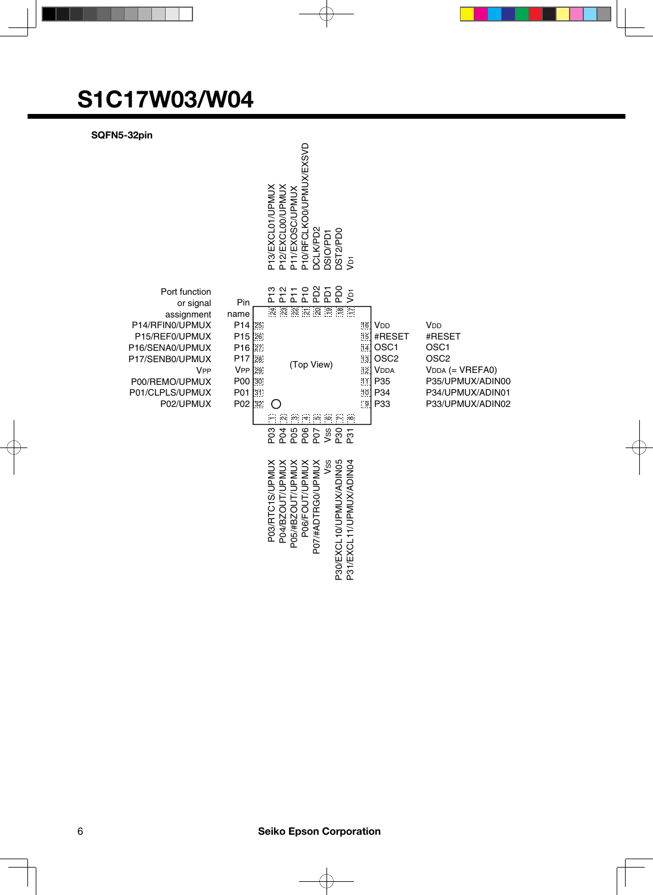# S1C17W03/W04

**SQFN5-32pin**

(Top View)

| Pin No. | Pin name | Port function or signal assignment |
|---|---|---|
| 1 | P03 | P03/RTC1S/UPMUX |
| 2 | P04 | P04/BZOUT/UPMUX |
| 3 | P05 | P05/#BZOUT/UPMUX |
| 4 | P06 | P06/FOUT/UPMUX |
| 5 | P07 | P07/#ADTRG0/UPMUX |
| 6 | VSS | VSS |
| 7 | P30 | P30/EXCL10/UPMUX/ADIN05 |
| 8 | P31 | P31/EXCL11/UPMUX/ADIN04 |
| 9 | P33 | P33/UPMUX/ADIN02 |
| 10 | P34 | P34/UPMUX/ADIN01 |
| 11 | P35 | P35/UPMUX/ADIN00 |
| 12 | VDDA | VDDA (= VREFA0) |
| 13 | OSC2 | OSC2 |
| 14 | OSC1 | OSC1 |
| 15 | #RESET | #RESET |
| 16 | VDD | VDD |
| 17 | VD1 | VD1 |
| 18 | PD0 | DST2/PD0 |
| 19 | PD1 | DSIO/PD1 |
| 20 | PD2 | DCLK/PD2 |
| 21 | P10 | P10/RFCLKO0/UPMUX/EXSVD |
| 22 | P11 | P11/EXOSC/UPMUX |
| 23 | P12 | P12/EXCL00/UPMUX |
| 24 | P13 | P13/EXCL01/UPMUX |
| 25 | P14 | P14/RFIN0/UPMUX |
| 26 | P15 | P15/REF0/UPMUX |
| 27 | P16 | P16/SENA0/UPMUX |
| 28 | P17 | P17/SENB0/UPMUX |
| 29 | VPP | VPP |
| 30 | P00 | P00/REMO/UPMUX |
| 31 | P01 | P01/CLPLS/UPMUX |
| 32 | P02 | P02/UPMUX |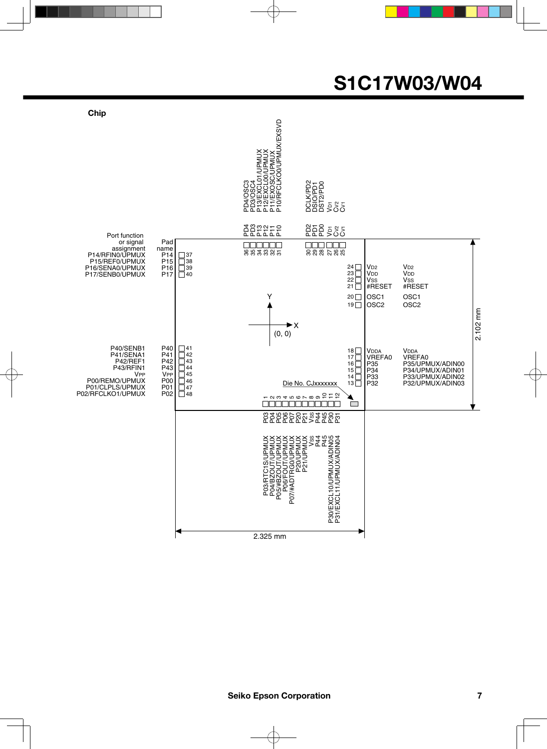## Chip

Die No. CJxxxxxxx

Chip size: 2.325 mm × 2.102 mm

| Pad No. | Pad name | Port function or signal assignment |
|---|---|---|
| 1 | P03 | P03/RTC1S/UPMUX |
| 2 | P04 | P04/BZOUT/UPMUX |
| 3 | P05 | P05/#BZOUT/UPMUX |
| 4 | P06 | P06/FOUT/UPMUX |
| 5 | P07 | P07/#ADTRG0/UPMUX |
| 6 | P20 | P20/UPMUX |
| 7 | P21 | P21/UPMUX |
| 8 | $V_{SS}$ | $V_{SS}$ |
| 9 | P44 | P44 |
| 10 | P45 | P45 |
| 11 | P30 | P30/EXCL10/UPMUX/ADIN05 |
| 12 | P31 | P31/EXCL11/UPMUX/ADIN04 |
| 13 | P32 | P32/UPMUX/ADIN03 |
| 14 | P33 | P33/UPMUX/ADIN02 |
| 15 | P34 | P34/UPMUX/ADIN01 |
| 16 | P35 | P35/UPMUX/ADIN00 |
| 17 | VREFA0 | VREFA0 |
| 18 | $V_{DDA}$ | $V_{DDA}$ |
| 19 | OSC2 | OSC2 |
| 20 | OSC1 | OSC1 |
| 21 | #RESET | #RESET |
| 22 | $V_{SS}$ | $V_{SS}$ |
| 23 | $V_{DD}$ | $V_{DD}$ |
| 24 | $V_{D2}$ | $V_{D2}$ |
| 25 | $C_{V1}$ | $C_{V1}$ |
| 26 | $C_{V2}$ | $C_{V2}$ |
| 27 | $V_{D1}$ | $V_{D1}$ |
| 28 | PD0 | DST2/PD0 |
| 29 | PD1 | DSIO/PD1 |
| 30 | PD2 | DCLK/PD2 |
| 31 | P10 | P10/RFCLKO0/UPMUX/EXSVD |
| 32 | P11 | P11/EXOSC/UPMUX |
| 33 | P12 | P12/EXCL00/UPMUX |
| 34 | P13 | P13/EXCL01/UPMUX |
| 35 | PD3 | PD3/OSC4 |
| 36 | PD4 | PD4/OSC3 |
| 37 | P14 | P14/RFIN0/UPMUX |
| 38 | P15 | P15/REF0/UPMUX |
| 39 | P16 | P16/SENA0/UPMUX |
| 40 | P17 | P17/SENB0/UPMUX |
| 41 | P40 | P40/SENB1 |
| 42 | P41 | P41/SENA1 |
| 43 | P42 | P42/REF1 |
| 44 | P43 | P43/RFIN1 |
| 45 | $V_{PP}$ | $V_{PP}$ |
| 46 | P00 | P00/REMO/UPMUX |
| 47 | P01 | P01/CLPLS/UPMUX |
| 48 | P02 | P02/RFCLKO1/UPMUX |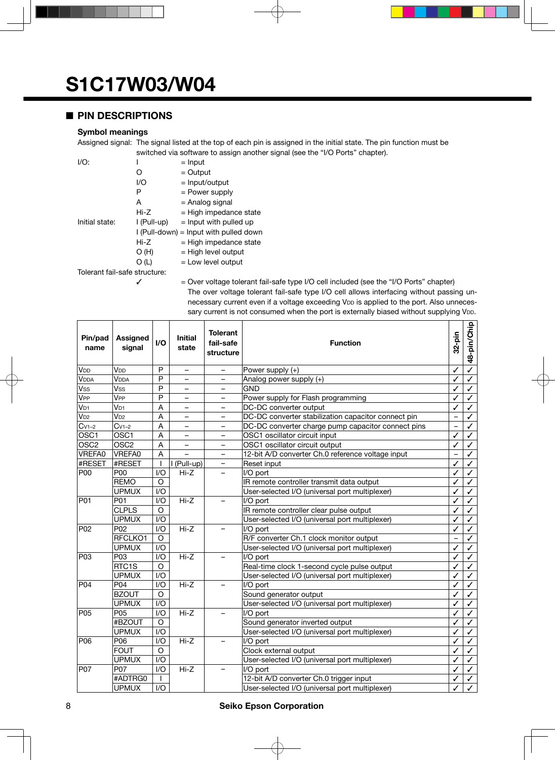# S1C17W03/W04

## ■ PIN DESCRIPTIONS

### Symbol meanings

Assigned signal: The signal listed at the top of each pin is assigned in the initial state. The pin function must be switched via software to assign another signal (see the "I/O Ports" chapter).

I/O:
- I = Input
- O = Output
- I/O = Input/output
- P = Power supply
- A = Analog signal
- Hi-Z = High impedance state

Initial state:
- I (Pull-up) = Input with pulled up
- I (Pull-down) = Input with pulled down
- Hi-Z = High impedance state
- O (H) = High level output
- O (L) = Low level output

Tolerant fail-safe structure:
- ✓ = Over voltage tolerant fail-safe type I/O cell included (see the "I/O Ports" chapter) The over voltage tolerant fail-safe type I/O cell allows interfacing without passing unnecessary current even if a voltage exceeding $V_{DD}$ is applied to the port. Also unnecessary current is not consumed when the port is externally biased without supplying $V_{DD}$.

| Pin/pad name | Assigned signal | I/O | Initial state | Tolerant fail-safe structure | Function | 32-pin | 48-pin/Chip |
|---|---|---|---|---|---|---|---|
| $V_{DD}$ | $V_{DD}$ | P | – | – | Power supply (+) | ✓ | ✓ |
| $V_{DDA}$ | $V_{DDA}$ | P | – | – | Analog power supply (+) | ✓ | ✓ |
| $V_{SS}$ | $V_{SS}$ | P | – | – | GND | ✓ | ✓ |
| $V_{PP}$ | $V_{PP}$ | P | – | – | Power supply for Flash programming | ✓ | ✓ |
| $V_{D1}$ | $V_{D1}$ | A | – | – | DC-DC converter output | ✓ | ✓ |
| $V_{D2}$ | $V_{D2}$ | A | – | – | DC-DC converter stabilization capacitor connect pin | – | ✓ |
| $C_{V1-2}$ | $C_{V1-2}$ | A | – | – | DC-DC converter charge pump capacitor connect pins | – | ✓ |
| OSC1 | OSC1 | A | – | – | OSC1 oscillator circuit input | ✓ | ✓ |
| OSC2 | OSC2 | A | – | – | OSC1 oscillator circuit output | ✓ | ✓ |
| VREFA0 | VREFA0 | A | – | – | 12-bit A/D converter Ch.0 reference voltage input | – | ✓ |
| #RESET | #RESET | I | I (Pull-up) | – | Reset input | ✓ | ✓ |
| P00 | P00 | I/O | Hi-Z | – | I/O port | ✓ | ✓ |
| | REMO | O | | | IR remote controller transmit data output | ✓ | ✓ |
| | UPMUX | I/O | | | User-selected I/O (universal port multiplexer) | ✓ | ✓ |
| P01 | P01 | I/O | Hi-Z | – | I/O port | ✓ | ✓ |
| | CLPLS | O | | | IR remote controller clear pulse output | ✓ | ✓ |
| | UPMUX | I/O | | | User-selected I/O (universal port multiplexer) | ✓ | ✓ |
| P02 | P02 | I/O | Hi-Z | – | I/O port | ✓ | ✓ |
| | RFCLKO1 | O | | | R/F converter Ch.1 clock monitor output | – | ✓ |
| | UPMUX | I/O | | | User-selected I/O (universal port multiplexer) | ✓ | ✓ |
| P03 | P03 | I/O | Hi-Z | – | I/O port | ✓ | ✓ |
| | RTC1S | O | | | Real-time clock 1-second cycle pulse output | ✓ | ✓ |
| | UPMUX | I/O | | | User-selected I/O (universal port multiplexer) | ✓ | ✓ |
| P04 | P04 | I/O | Hi-Z | – | I/O port | ✓ | ✓ |
| | BZOUT | O | | | Sound generator output | ✓ | ✓ |
| | UPMUX | I/O | | | User-selected I/O (universal port multiplexer) | ✓ | ✓ |
| P05 | P05 | I/O | Hi-Z | – | I/O port | ✓ | ✓ |
| | #BZOUT | O | | | Sound generator inverted output | ✓ | ✓ |
| | UPMUX | I/O | | | User-selected I/O (universal port multiplexer) | ✓ | ✓ |
| P06 | P06 | I/O | Hi-Z | – | I/O port | ✓ | ✓ |
| | FOUT | O | | | Clock external output | ✓ | ✓ |
| | UPMUX | I/O | | | User-selected I/O (universal port multiplexer) | ✓ | ✓ |
| P07 | P07 | I/O | Hi-Z | – | I/O port | ✓ | ✓ |
| | #ADTRG0 | I | | | 12-bit A/D converter Ch.0 trigger input | ✓ | ✓ |
| | UPMUX | I/O | | | User-selected I/O (universal port multiplexer) | ✓ | ✓ |

Seiko Epson Corporation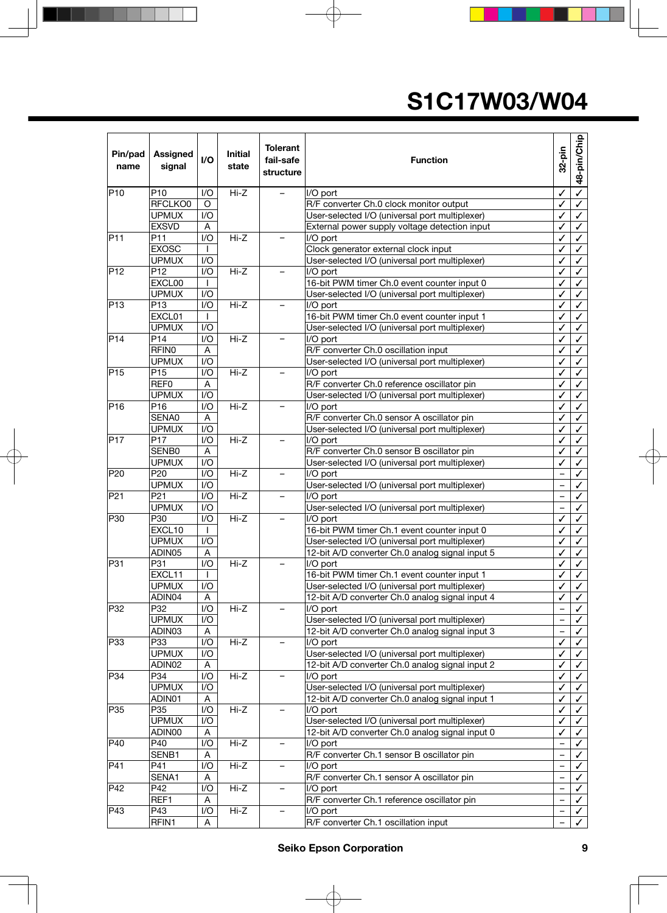| Pin/pad name | Assigned signal | I/O | Initial state | Tolerant fail-safe structure | Function | 32-pin | 48-pin/Chip |
|---|---|---|---|---|---|---|---|
| P10 | P10 | I/O | Hi-Z | – | I/O port | ✓ | ✓ |
| | RFCLKO0 | O | | | R/F converter Ch.0 clock monitor output | ✓ | ✓ |
| | UPMUX | I/O | | | User-selected I/O (universal port multiplexer) | ✓ | ✓ |
| | EXSVD | A | | | External power supply voltage detection input | ✓ | ✓ |
| P11 | P11 | I/O | Hi-Z | – | I/O port | ✓ | ✓ |
| | EXOSC | I | | | Clock generator external clock input | ✓ | ✓ |
| | UPMUX | I/O | | | User-selected I/O (universal port multiplexer) | ✓ | ✓ |
| P12 | P12 | I/O | Hi-Z | – | I/O port | ✓ | ✓ |
| | EXCL00 | I | | | 16-bit PWM timer Ch.0 event counter input 0 | ✓ | ✓ |
| | UPMUX | I/O | | | User-selected I/O (universal port multiplexer) | ✓ | ✓ |
| P13 | P13 | I/O | Hi-Z | – | I/O port | ✓ | ✓ |
| | EXCL01 | I | | | 16-bit PWM timer Ch.0 event counter input 1 | ✓ | ✓ |
| | UPMUX | I/O | | | User-selected I/O (universal port multiplexer) | ✓ | ✓ |
| P14 | P14 | I/O | Hi-Z | – | I/O port | ✓ | ✓ |
| | RFIN0 | A | | | R/F converter Ch.0 oscillation input | ✓ | ✓ |
| | UPMUX | I/O | | | User-selected I/O (universal port multiplexer) | ✓ | ✓ |
| P15 | P15 | I/O | Hi-Z | – | I/O port | ✓ | ✓ |
| | REF0 | A | | | R/F converter Ch.0 reference oscillator pin | ✓ | ✓ |
| | UPMUX | I/O | | | User-selected I/O (universal port multiplexer) | ✓ | ✓ |
| P16 | P16 | I/O | Hi-Z | – | I/O port | ✓ | ✓ |
| | SENA0 | A | | | R/F converter Ch.0 sensor A oscillator pin | ✓ | ✓ |
| | UPMUX | I/O | | | User-selected I/O (universal port multiplexer) | ✓ | ✓ |
| P17 | P17 | I/O | Hi-Z | – | I/O port | ✓ | ✓ |
| | SENB0 | A | | | R/F converter Ch.0 sensor B oscillator pin | ✓ | ✓ |
| | UPMUX | I/O | | | User-selected I/O (universal port multiplexer) | ✓ | ✓ |
| P20 | P20 | I/O | Hi-Z | – | I/O port | – | ✓ |
| | UPMUX | I/O | | | User-selected I/O (universal port multiplexer) | – | ✓ |
| P21 | P21 | I/O | Hi-Z | – | I/O port | – | ✓ |
| | UPMUX | I/O | | | User-selected I/O (universal port multiplexer) | – | ✓ |
| P30 | P30 | I/O | Hi-Z | – | I/O port | ✓ | ✓ |
| | EXCL10 | I | | | 16-bit PWM timer Ch.1 event counter input 0 | ✓ | ✓ |
| | UPMUX | I/O | | | User-selected I/O (universal port multiplexer) | ✓ | ✓ |
| | ADIN05 | A | | | 12-bit A/D converter Ch.0 analog signal input 5 | ✓ | ✓ |
| P31 | P31 | I/O | Hi-Z | – | I/O port | ✓ | ✓ |
| | EXCL11 | I | | | 16-bit PWM timer Ch.1 event counter input 1 | ✓ | ✓ |
| | UPMUX | I/O | | | User-selected I/O (universal port multiplexer) | ✓ | ✓ |
| | ADIN04 | A | | | 12-bit A/D converter Ch.0 analog signal input 4 | ✓ | ✓ |
| P32 | P32 | I/O | Hi-Z | – | I/O port | – | ✓ |
| | UPMUX | I/O | | | User-selected I/O (universal port multiplexer) | – | ✓ |
| | ADIN03 | A | | | 12-bit A/D converter Ch.0 analog signal input 3 | – | ✓ |
| P33 | P33 | I/O | Hi-Z | – | I/O port | ✓ | ✓ |
| | UPMUX | I/O | | | User-selected I/O (universal port multiplexer) | ✓ | ✓ |
| | ADIN02 | A | | | 12-bit A/D converter Ch.0 analog signal input 2 | ✓ | ✓ |
| P34 | P34 | I/O | Hi-Z | – | I/O port | ✓ | ✓ |
| | UPMUX | I/O | | | User-selected I/O (universal port multiplexer) | ✓ | ✓ |
| | ADIN01 | A | | | 12-bit A/D converter Ch.0 analog signal input 1 | ✓ | ✓ |
| P35 | P35 | I/O | Hi-Z | – | I/O port | ✓ | ✓ |
| | UPMUX | I/O | | | User-selected I/O (universal port multiplexer) | ✓ | ✓ |
| | ADIN00 | A | | | 12-bit A/D converter Ch.0 analog signal input 0 | ✓ | ✓ |
| P40 | P40 | I/O | Hi-Z | – | I/O port | – | ✓ |
| | SENB1 | A | | | R/F converter Ch.1 sensor B oscillator pin | – | ✓ |
| P41 | P41 | I/O | Hi-Z | – | I/O port | – | ✓ |
| | SENA1 | A | | | R/F converter Ch.1 sensor A oscillator pin | – | ✓ |
| P42 | P42 | I/O | Hi-Z | – | I/O port | – | ✓ |
| | REF1 | A | | | R/F converter Ch.1 reference oscillator pin | – | ✓ |
| P43 | P43 | I/O | Hi-Z | – | I/O port | – | ✓ |
| | RFIN1 | A | | | R/F converter Ch.1 oscillation input | – | ✓ |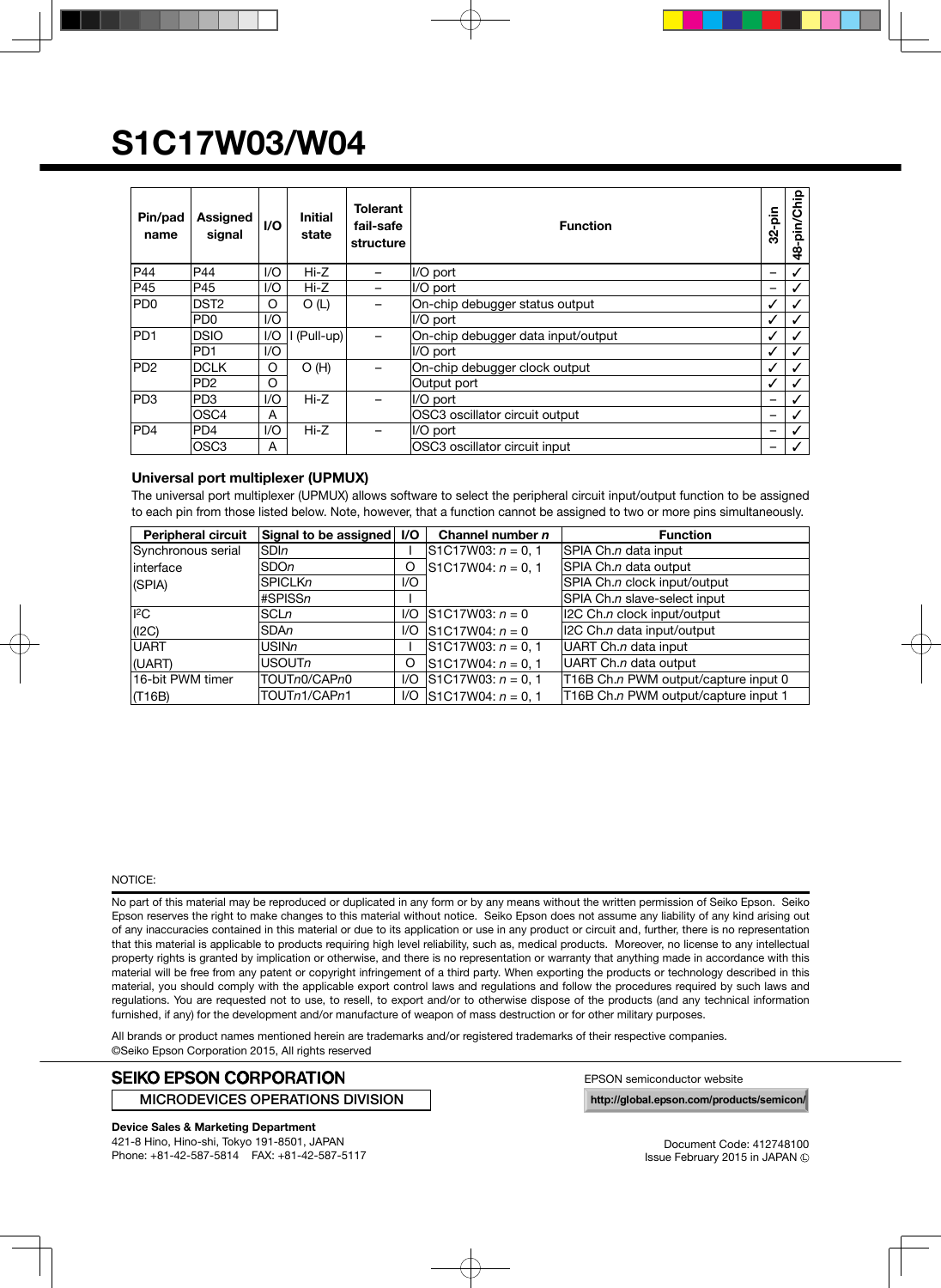# S1C17W03/W04

| Pin/pad name | Assigned signal | I/O | Initial state | Tolerant fail-safe structure | Function | 32-pin | 48-pin/Chip |
|---|---|---|---|---|---|---|---|
| P44 | P44 | I/O | Hi-Z | – | I/O port | – | ✓ |
| P45 | P45 | I/O | Hi-Z | – | I/O port | – | ✓ |
| PD0 | DST2 | O | O (L) | – | On-chip debugger status output | ✓ | ✓ |
| | PD0 | I/O | | | I/O port | ✓ | ✓ |
| PD1 | DSIO | I/O | I (Pull-up) | – | On-chip debugger data input/output | ✓ | ✓ |
| | PD1 | I/O | | | I/O port | ✓ | ✓ |
| PD2 | DCLK | O | O (H) | – | On-chip debugger clock output | ✓ | ✓ |
| | PD2 | O | | | Output port | ✓ | ✓ |
| PD3 | PD3 | I/O | Hi-Z | – | I/O port | – | ✓ |
| | OSC4 | A | | | OSC3 oscillator circuit output | – | ✓ |
| PD4 | PD4 | I/O | Hi-Z | – | I/O port | – | ✓ |
| | OSC3 | A | | | OSC3 oscillator circuit input | – | ✓ |

### Universal port multiplexer (UPMUX)

The universal port multiplexer (UPMUX) allows software to select the peripheral circuit input/output function to be assigned to each pin from those listed below. Note, however, that a function cannot be assigned to two or more pins simultaneously.

| Peripheral circuit | Signal to be assigned | I/O | Channel number *n* | Function |
|---|---|---|---|---|
| Synchronous serial interface (SPIA) | SDI*n* | I | S1C17W03: *n* = 0, 1 S1C17W04: *n* = 0, 1 | SPIA Ch.*n* data input |
| | SDO*n* | O | | SPIA Ch.*n* data output |
| | SPICLK*n* | I/O | | SPIA Ch.*n* clock input/output |
| | #SPISS*n* | I | | SPIA Ch.*n* slave-select input |
| I²C (I2C) | SCL*n* | I/O | S1C17W03: *n* = 0 | I2C Ch.*n* clock input/output |
| | SDA*n* | I/O | S1C17W04: *n* = 0 | I2C Ch.*n* data input/output |
| UART (UART) | USIN*n* | I | S1C17W03: *n* = 0, 1 | UART Ch.*n* data input |
| | USOUT*n* | O | S1C17W04: *n* = 0, 1 | UART Ch.*n* data output |
| 16-bit PWM timer (T16B) | TOUT*n*0/CAP*n*0 | I/O | S1C17W03: *n* = 0, 1 | T16B Ch.*n* PWM output/capture input 0 |
| | TOUT*n*1/CAP*n*1 | I/O | S1C17W04: *n* = 0, 1 | T16B Ch.*n* PWM output/capture input 1 |

NOTICE:

No part of this material may be reproduced or duplicated in any form or by any means without the written permission of Seiko Epson. Seiko Epson reserves the right to make changes to this material without notice. Seiko Epson does not assume any liability of any kind arising out of any inaccuracies contained in this material or due to its application or use in any product or circuit and, further, there is no representation that this material is applicable to products requiring high level reliability, such as, medical products. Moreover, no license to any intellectual property rights is granted by implication or otherwise, and there is no representation or warranty that anything made in accordance with this material will be free from any patent or copyright infringement of a third party. When exporting the products or technology described in this material, you should comply with the applicable export control laws and regulations and follow the procedures required by such laws and regulations. You are requested not to use, to resell, to export and/or to otherwise dispose of the products (and any technical information furnished, if any) for the development and/or manufacture of weapon of mass destruction or for other military purposes.

All brands or product names mentioned herein are trademarks and/or registered trademarks of their respective companies.
©Seiko Epson Corporation 2015, All rights reserved

**SEIKO EPSON CORPORATION**
MICRODEVICES OPERATIONS DIVISION

**Device Sales & Marketing Department**
421-8 Hino, Hino-shi, Tokyo 191-8501, JAPAN
Phone: +81-42-587-5814 FAX: +81-42-587-5117

EPSON semiconductor website
**http://global.epson.com/products/semicon/**

Document Code: 412748100
Issue February 2015 in JAPAN ©